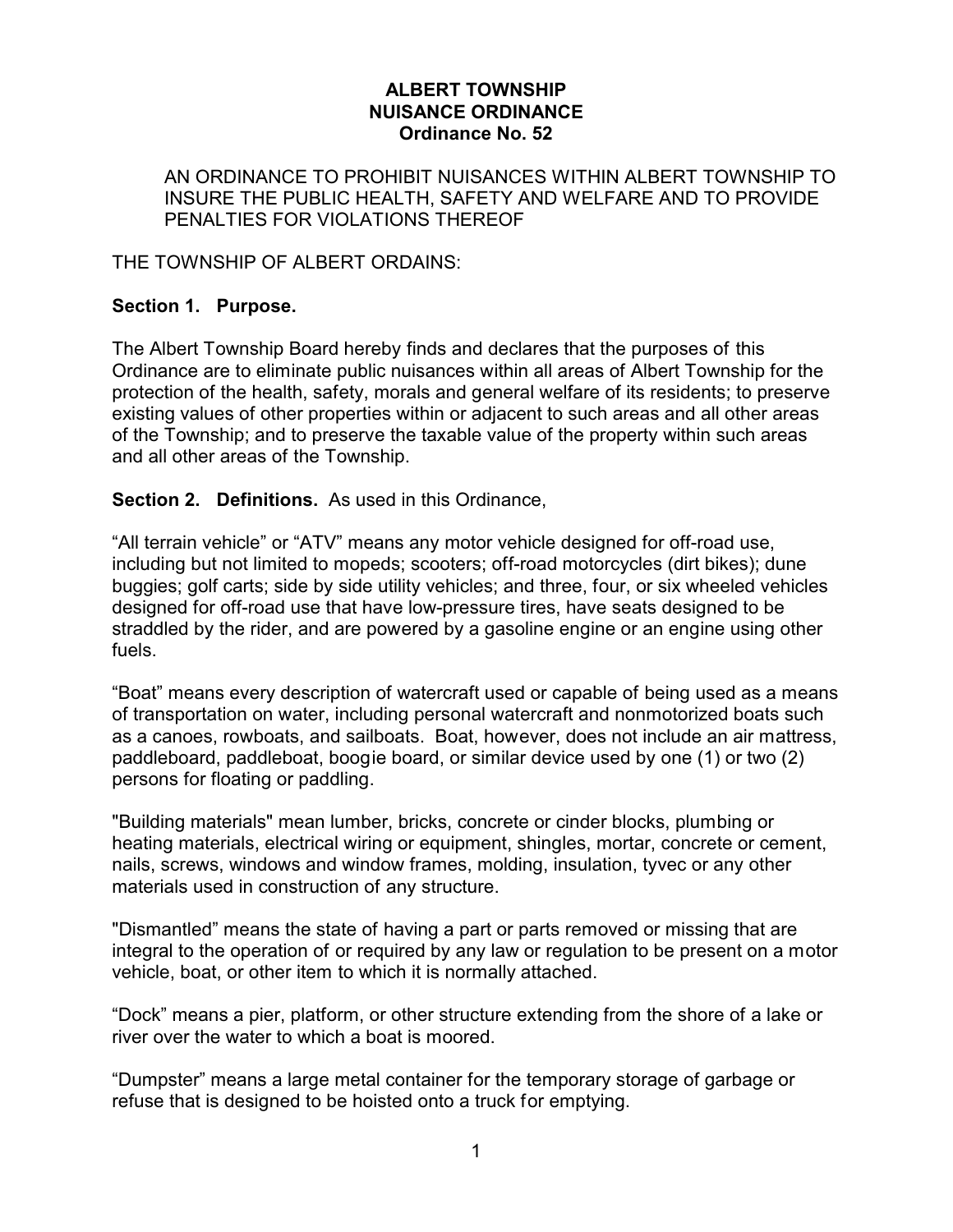# ALBERT TOWNSHIP
# NUISANCE ORDINANCE
# Ordinance No. 52

AN ORDINANCE TO PROHIBIT NUISANCES WITHIN ALBERT TOWNSHIP TO INSURE THE PUBLIC HEALTH, SAFETY AND WELFARE AND TO PROVIDE PENALTIES FOR VIOLATIONS THEREOF

THE TOWNSHIP OF ALBERT ORDAINS:

**Section 1. Purpose.**

The Albert Township Board hereby finds and declares that the purposes of this Ordinance are to eliminate public nuisances within all areas of Albert Township for the protection of the health, safety, morals and general welfare of its residents; to preserve existing values of other properties within or adjacent to such areas and all other areas of the Township; and to preserve the taxable value of the property within such areas and all other areas of the Township.

**Section 2. Definitions.** As used in this Ordinance,

"All terrain vehicle" or "ATV" means any motor vehicle designed for off-road use, including but not limited to mopeds; scooters; off-road motorcycles (dirt bikes); dune buggies; golf carts; side by side utility vehicles; and three, four, or six wheeled vehicles designed for off-road use that have low-pressure tires, have seats designed to be straddled by the rider, and are powered by a gasoline engine or an engine using other fuels.

"Boat" means every description of watercraft used or capable of being used as a means of transportation on water, including personal watercraft and nonmotorized boats such as a canoes, rowboats, and sailboats. Boat, however, does not include an air mattress, paddleboard, paddleboat, boogie board, or similar device used by one (1) or two (2) persons for floating or paddling.

"Building materials" mean lumber, bricks, concrete or cinder blocks, plumbing or heating materials, electrical wiring or equipment, shingles, mortar, concrete or cement, nails, screws, windows and window frames, molding, insulation, tyvec or any other materials used in construction of any structure.

"Dismantled" means the state of having a part or parts removed or missing that are integral to the operation of or required by any law or regulation to be present on a motor vehicle, boat, or other item to which it is normally attached.

"Dock" means a pier, platform, or other structure extending from the shore of a lake or river over the water to which a boat is moored.

"Dumpster" means a large metal container for the temporary storage of garbage or refuse that is designed to be hoisted onto a truck for emptying.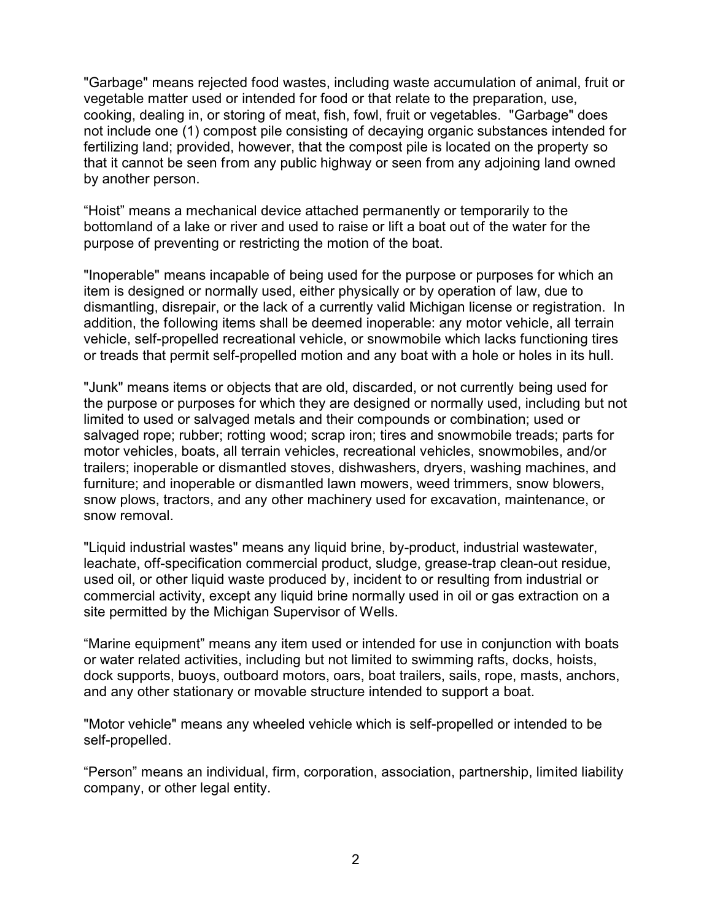"Garbage" means rejected food wastes, including waste accumulation of animal, fruit or vegetable matter used or intended for food or that relate to the preparation, use, cooking, dealing in, or storing of meat, fish, fowl, fruit or vegetables. "Garbage" does not include one (1) compost pile consisting of decaying organic substances intended for fertilizing land; provided, however, that the compost pile is located on the property so that it cannot be seen from any public highway or seen from any adjoining land owned by another person.

"Hoist" means a mechanical device attached permanently or temporarily to the bottomland of a lake or river and used to raise or lift a boat out of the water for the purpose of preventing or restricting the motion of the boat.

"Inoperable" means incapable of being used for the purpose or purposes for which an item is designed or normally used, either physically or by operation of law, due to dismantling, disrepair, or the lack of a currently valid Michigan license or registration. In addition, the following items shall be deemed inoperable: any motor vehicle, all terrain vehicle, self-propelled recreational vehicle, or snowmobile which lacks functioning tires or treads that permit self-propelled motion and any boat with a hole or holes in its hull.

"Junk" means items or objects that are old, discarded, or not currently being used for the purpose or purposes for which they are designed or normally used, including but not limited to used or salvaged metals and their compounds or combination; used or salvaged rope; rubber; rotting wood; scrap iron; tires and snowmobile treads; parts for motor vehicles, boats, all terrain vehicles, recreational vehicles, snowmobiles, and/or trailers; inoperable or dismantled stoves, dishwashers, dryers, washing machines, and furniture; and inoperable or dismantled lawn mowers, weed trimmers, snow blowers, snow plows, tractors, and any other machinery used for excavation, maintenance, or snow removal.

"Liquid industrial wastes" means any liquid brine, by-product, industrial wastewater, leachate, off-specification commercial product, sludge, grease-trap clean-out residue, used oil, or other liquid waste produced by, incident to or resulting from industrial or commercial activity, except any liquid brine normally used in oil or gas extraction on a site permitted by the Michigan Supervisor of Wells.

"Marine equipment" means any item used or intended for use in conjunction with boats or water related activities, including but not limited to swimming rafts, docks, hoists, dock supports, buoys, outboard motors, oars, boat trailers, sails, rope, masts, anchors, and any other stationary or movable structure intended to support a boat.

"Motor vehicle" means any wheeled vehicle which is self-propelled or intended to be self-propelled.

"Person" means an individual, firm, corporation, association, partnership, limited liability company, or other legal entity.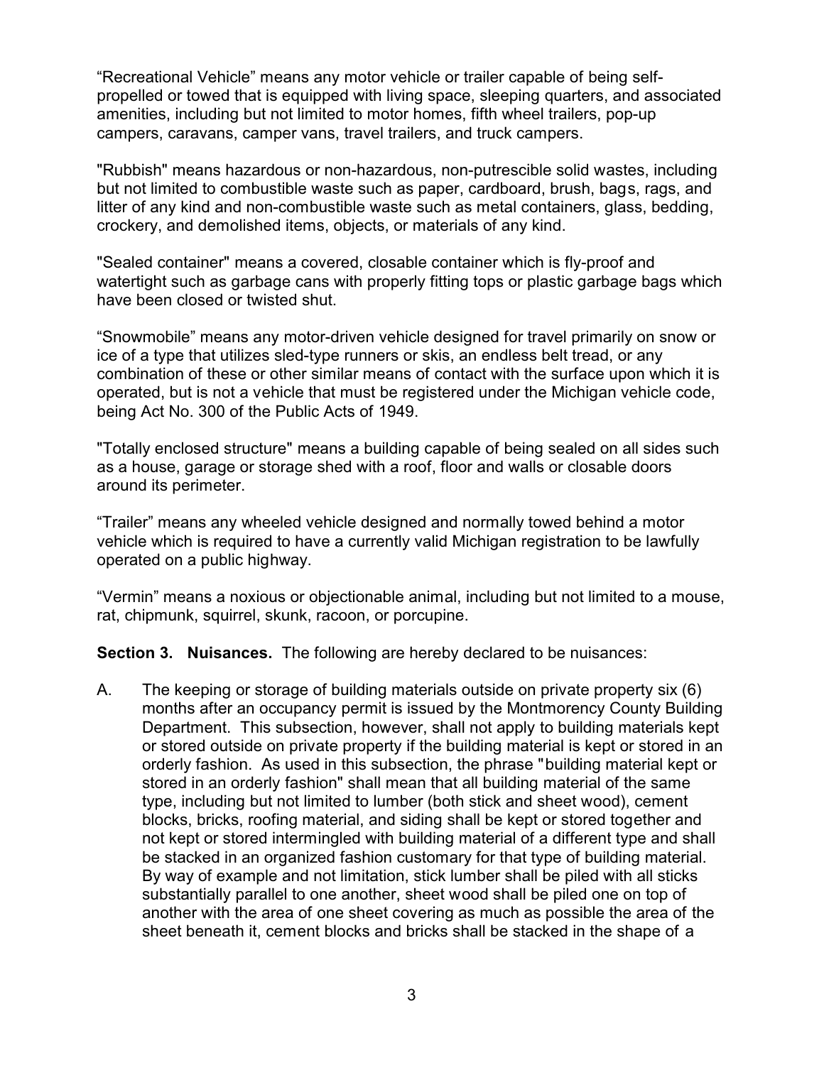"Recreational Vehicle" means any motor vehicle or trailer capable of being self-propelled or towed that is equipped with living space, sleeping quarters, and associated amenities, including but not limited to motor homes, fifth wheel trailers, pop-up campers, caravans, camper vans, travel trailers, and truck campers.

"Rubbish" means hazardous or non-hazardous, non-putrescible solid wastes, including but not limited to combustible waste such as paper, cardboard, brush, bags, rags, and litter of any kind and non-combustible waste such as metal containers, glass, bedding, crockery, and demolished items, objects, or materials of any kind.

"Sealed container" means a covered, closable container which is fly-proof and watertight such as garbage cans with properly fitting tops or plastic garbage bags which have been closed or twisted shut.

"Snowmobile" means any motor-driven vehicle designed for travel primarily on snow or ice of a type that utilizes sled-type runners or skis, an endless belt tread, or any combination of these or other similar means of contact with the surface upon which it is operated, but is not a vehicle that must be registered under the Michigan vehicle code, being Act No. 300 of the Public Acts of 1949.

"Totally enclosed structure" means a building capable of being sealed on all sides such as a house, garage or storage shed with a roof, floor and walls or closable doors around its perimeter.

"Trailer" means any wheeled vehicle designed and normally towed behind a motor vehicle which is required to have a currently valid Michigan registration to be lawfully operated on a public highway.

"Vermin" means a noxious or objectionable animal, including but not limited to a mouse, rat, chipmunk, squirrel, skunk, racoon, or porcupine.

**Section 3. Nuisances.** The following are hereby declared to be nuisances:

A. The keeping or storage of building materials outside on private property six (6) months after an occupancy permit is issued by the Montmorency County Building Department. This subsection, however, shall not apply to building materials kept or stored outside on private property if the building material is kept or stored in an orderly fashion. As used in this subsection, the phrase "building material kept or stored in an orderly fashion" shall mean that all building material of the same type, including but not limited to lumber (both stick and sheet wood), cement blocks, bricks, roofing material, and siding shall be kept or stored together and not kept or stored intermingled with building material of a different type and shall be stacked in an organized fashion customary for that type of building material. By way of example and not limitation, stick lumber shall be piled with all sticks substantially parallel to one another, sheet wood shall be piled one on top of another with the area of one sheet covering as much as possible the area of the sheet beneath it, cement blocks and bricks shall be stacked in the shape of a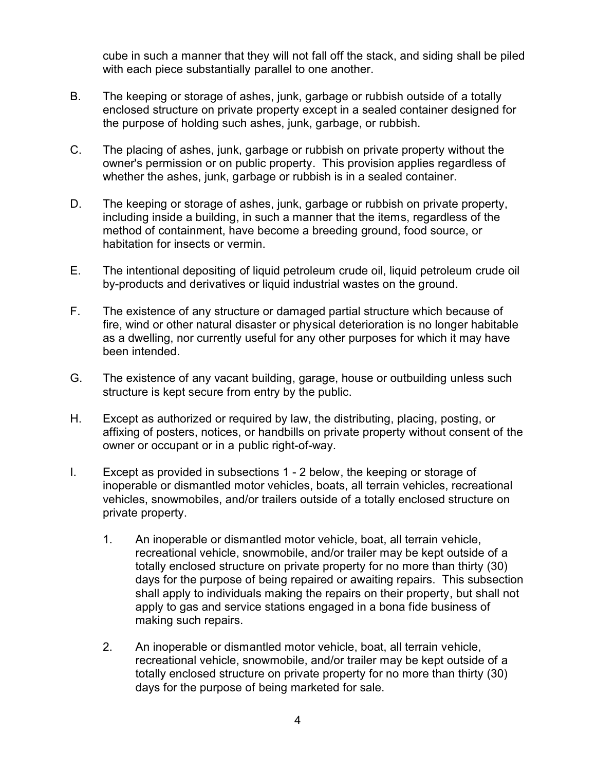cube in such a manner that they will not fall off the stack, and siding shall be piled with each piece substantially parallel to one another.

B. The keeping or storage of ashes, junk, garbage or rubbish outside of a totally enclosed structure on private property except in a sealed container designed for the purpose of holding such ashes, junk, garbage, or rubbish.

C. The placing of ashes, junk, garbage or rubbish on private property without the owner's permission or on public property. This provision applies regardless of whether the ashes, junk, garbage or rubbish is in a sealed container.

D. The keeping or storage of ashes, junk, garbage or rubbish on private property, including inside a building, in such a manner that the items, regardless of the method of containment, have become a breeding ground, food source, or habitation for insects or vermin.

E. The intentional depositing of liquid petroleum crude oil, liquid petroleum crude oil by-products and derivatives or liquid industrial wastes on the ground.

F. The existence of any structure or damaged partial structure which because of fire, wind or other natural disaster or physical deterioration is no longer habitable as a dwelling, nor currently useful for any other purposes for which it may have been intended.

G. The existence of any vacant building, garage, house or outbuilding unless such structure is kept secure from entry by the public.

H. Except as authorized or required by law, the distributing, placing, posting, or affixing of posters, notices, or handbills on private property without consent of the owner or occupant or in a public right-of-way.

I. Except as provided in subsections 1 - 2 below, the keeping or storage of inoperable or dismantled motor vehicles, boats, all terrain vehicles, recreational vehicles, snowmobiles, and/or trailers outside of a totally enclosed structure on private property.

   1. An inoperable or dismantled motor vehicle, boat, all terrain vehicle, recreational vehicle, snowmobile, and/or trailer may be kept outside of a totally enclosed structure on private property for no more than thirty (30) days for the purpose of being repaired or awaiting repairs. This subsection shall apply to individuals making the repairs on their property, but shall not apply to gas and service stations engaged in a bona fide business of making such repairs.

   2. An inoperable or dismantled motor vehicle, boat, all terrain vehicle, recreational vehicle, snowmobile, and/or trailer may be kept outside of a totally enclosed structure on private property for no more than thirty (30) days for the purpose of being marketed for sale.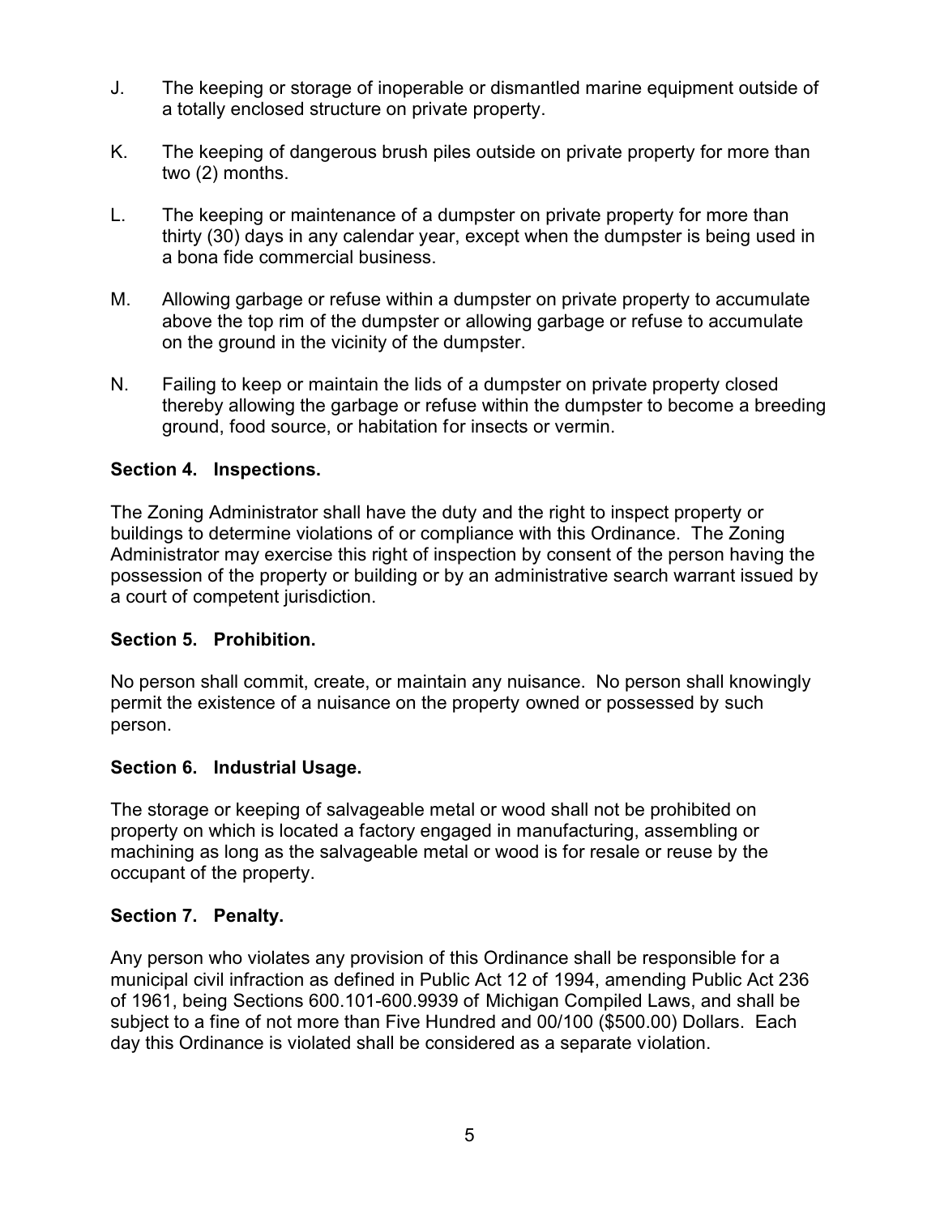J. The keeping or storage of inoperable or dismantled marine equipment outside of a totally enclosed structure on private property.

K. The keeping of dangerous brush piles outside on private property for more than two (2) months.

L. The keeping or maintenance of a dumpster on private property for more than thirty (30) days in any calendar year, except when the dumpster is being used in a bona fide commercial business.

M. Allowing garbage or refuse within a dumpster on private property to accumulate above the top rim of the dumpster or allowing garbage or refuse to accumulate on the ground in the vicinity of the dumpster.

N. Failing to keep or maintain the lids of a dumpster on private property closed thereby allowing the garbage or refuse within the dumpster to become a breeding ground, food source, or habitation for insects or vermin.

**Section 4. Inspections.**

The Zoning Administrator shall have the duty and the right to inspect property or buildings to determine violations of or compliance with this Ordinance. The Zoning Administrator may exercise this right of inspection by consent of the person having the possession of the property or building or by an administrative search warrant issued by a court of competent jurisdiction.

**Section 5. Prohibition.**

No person shall commit, create, or maintain any nuisance. No person shall knowingly permit the existence of a nuisance on the property owned or possessed by such person.

**Section 6. Industrial Usage.**

The storage or keeping of salvageable metal or wood shall not be prohibited on property on which is located a factory engaged in manufacturing, assembling or machining as long as the salvageable metal or wood is for resale or reuse by the occupant of the property.

**Section 7. Penalty.**

Any person who violates any provision of this Ordinance shall be responsible for a municipal civil infraction as defined in Public Act 12 of 1994, amending Public Act 236 of 1961, being Sections 600.101-600.9939 of Michigan Compiled Laws, and shall be subject to a fine of not more than Five Hundred and 00/100 ($500.00) Dollars. Each day this Ordinance is violated shall be considered as a separate violation.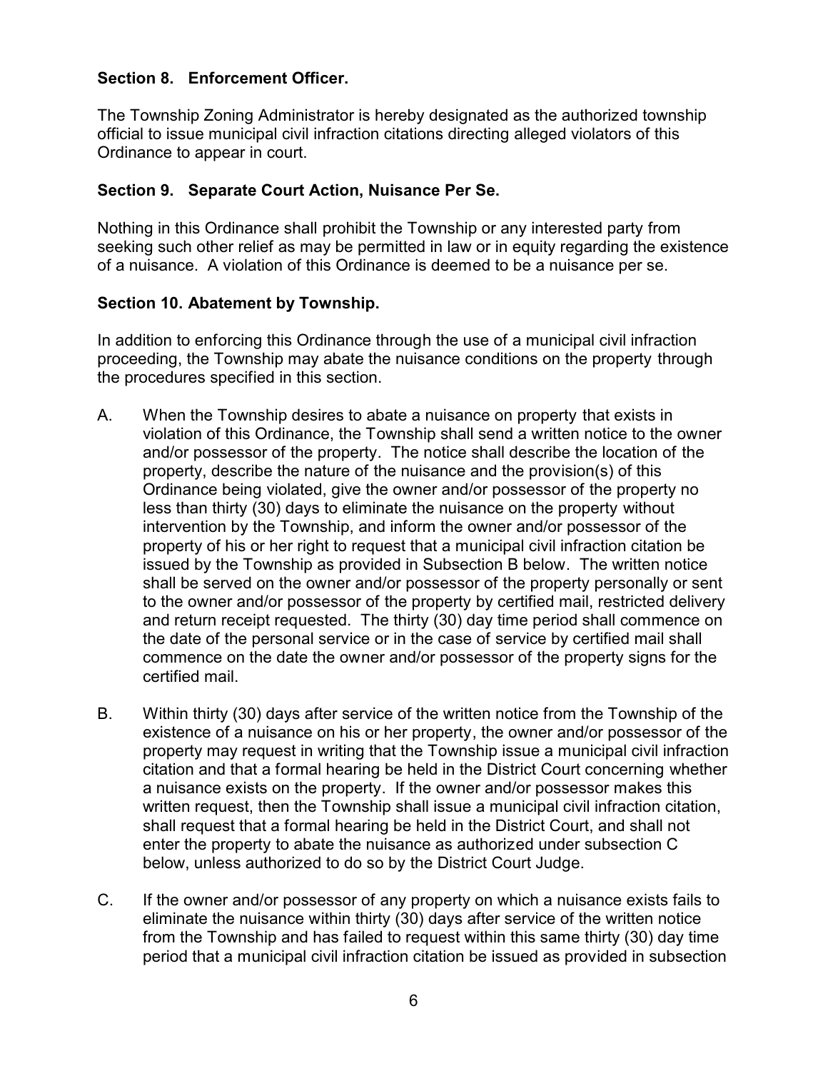**Section 8. Enforcement Officer.**

The Township Zoning Administrator is hereby designated as the authorized township official to issue municipal civil infraction citations directing alleged violators of this Ordinance to appear in court.

**Section 9. Separate Court Action, Nuisance Per Se.**

Nothing in this Ordinance shall prohibit the Township or any interested party from seeking such other relief as may be permitted in law or in equity regarding the existence of a nuisance. A violation of this Ordinance is deemed to be a nuisance per se.

**Section 10. Abatement by Township.**

In addition to enforcing this Ordinance through the use of a municipal civil infraction proceeding, the Township may abate the nuisance conditions on the property through the procedures specified in this section.

A. When the Township desires to abate a nuisance on property that exists in violation of this Ordinance, the Township shall send a written notice to the owner and/or possessor of the property. The notice shall describe the location of the property, describe the nature of the nuisance and the provision(s) of this Ordinance being violated, give the owner and/or possessor of the property no less than thirty (30) days to eliminate the nuisance on the property without intervention by the Township, and inform the owner and/or possessor of the property of his or her right to request that a municipal civil infraction citation be issued by the Township as provided in Subsection B below. The written notice shall be served on the owner and/or possessor of the property personally or sent to the owner and/or possessor of the property by certified mail, restricted delivery and return receipt requested. The thirty (30) day time period shall commence on the date of the personal service or in the case of service by certified mail shall commence on the date the owner and/or possessor of the property signs for the certified mail.

B. Within thirty (30) days after service of the written notice from the Township of the existence of a nuisance on his or her property, the owner and/or possessor of the property may request in writing that the Township issue a municipal civil infraction citation and that a formal hearing be held in the District Court concerning whether a nuisance exists on the property. If the owner and/or possessor makes this written request, then the Township shall issue a municipal civil infraction citation, shall request that a formal hearing be held in the District Court, and shall not enter the property to abate the nuisance as authorized under subsection C below, unless authorized to do so by the District Court Judge.

C. If the owner and/or possessor of any property on which a nuisance exists fails to eliminate the nuisance within thirty (30) days after service of the written notice from the Township and has failed to request within this same thirty (30) day time period that a municipal civil infraction citation be issued as provided in subsection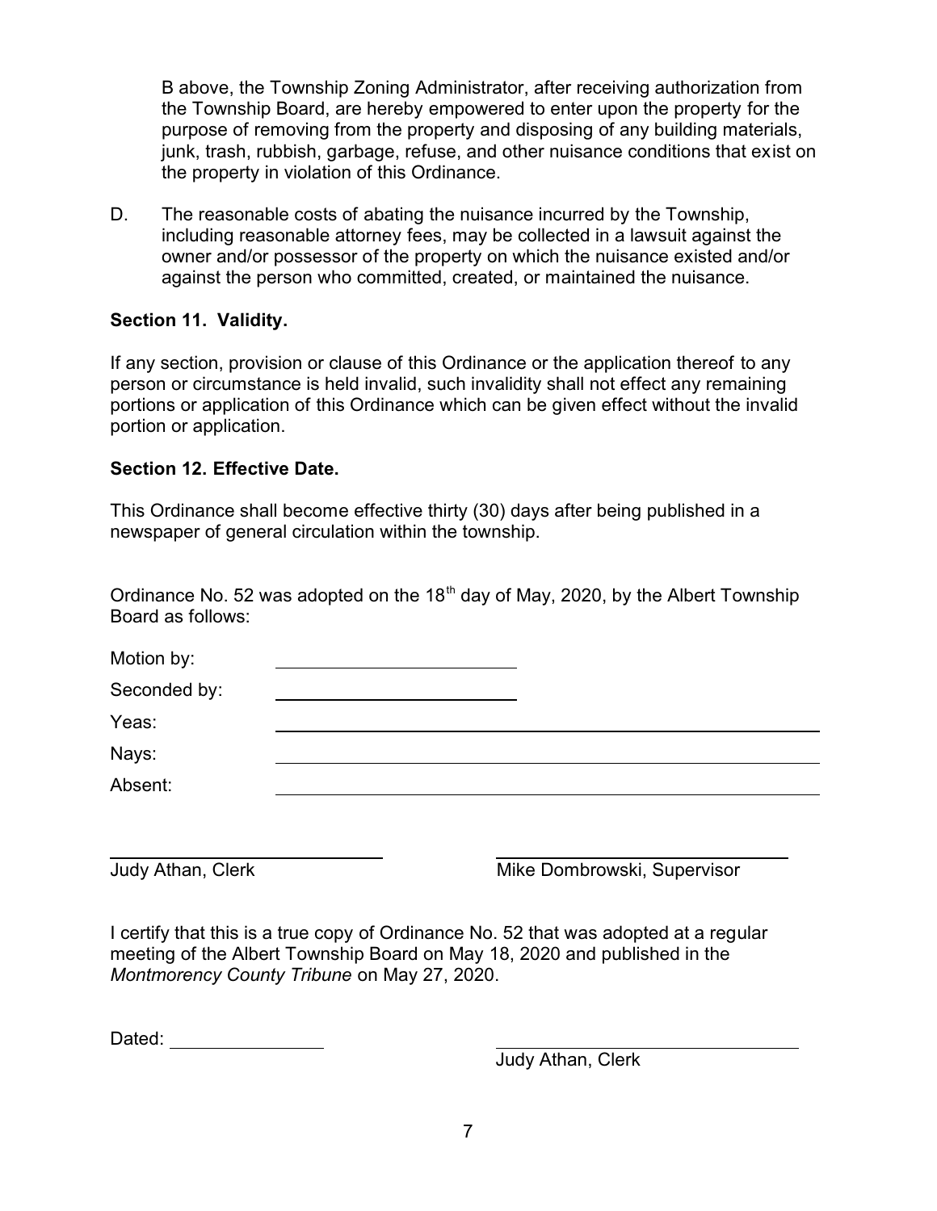B above, the Township Zoning Administrator, after receiving authorization from the Township Board, are hereby empowered to enter upon the property for the purpose of removing from the property and disposing of any building materials, junk, trash, rubbish, garbage, refuse, and other nuisance conditions that exist on the property in violation of this Ordinance.

D. The reasonable costs of abating the nuisance incurred by the Township, including reasonable attorney fees, may be collected in a lawsuit against the owner and/or possessor of the property on which the nuisance existed and/or against the person who committed, created, or maintained the nuisance.

**Section 11. Validity.**

If any section, provision or clause of this Ordinance or the application thereof to any person or circumstance is held invalid, such invalidity shall not effect any remaining portions or application of this Ordinance which can be given effect without the invalid portion or application.

**Section 12. Effective Date.**

This Ordinance shall become effective thirty (30) days after being published in a newspaper of general circulation within the township.

Ordinance No. 52 was adopted on the 18th day of May, 2020, by the Albert Township Board as follows:

Motion by: \_\_\_\_\_\_\_\_\_\_\_\_\_\_\_\_\_\_\_\_

Seconded by: \_\_\_\_\_\_\_\_\_\_\_\_\_\_\_\_\_\_\_\_

Yeas: \_\_\_\_\_\_\_\_\_\_\_\_\_\_\_\_\_\_\_\_\_\_\_\_\_\_\_\_\_\_\_\_\_\_\_\_\_\_\_\_

Nays: \_\_\_\_\_\_\_\_\_\_\_\_\_\_\_\_\_\_\_\_\_\_\_\_\_\_\_\_\_\_\_\_\_\_\_\_\_\_\_\_

Absent: \_\_\_\_\_\_\_\_\_\_\_\_\_\_\_\_\_\_\_\_\_\_\_\_\_\_\_\_\_\_\_\_\_\_\_\_\_\_\_\_

\_\_\_\_\_\_\_\_\_\_\_\_\_\_\_\_\_\_\_\_\_\_\_\_\_\_\_\_ \_\_\_\_\_\_\_\_\_\_\_\_\_\_\_\_\_\_\_\_\_\_\_\_\_\_\_\_

Judy Athan, Clerk Mike Dombrowski, Supervisor

I certify that this is a true copy of Ordinance No. 52 that was adopted at a regular meeting of the Albert Township Board on May 18, 2020 and published in the *Montmorency County Tribune* on May 27, 2020.

Dated: \_\_\_\_\_\_\_\_\_\_\_\_\_\_\_\_ \_\_\_\_\_\_\_\_\_\_\_\_\_\_\_\_\_\_\_\_\_\_\_\_\_\_\_\_

Judy Athan, Clerk